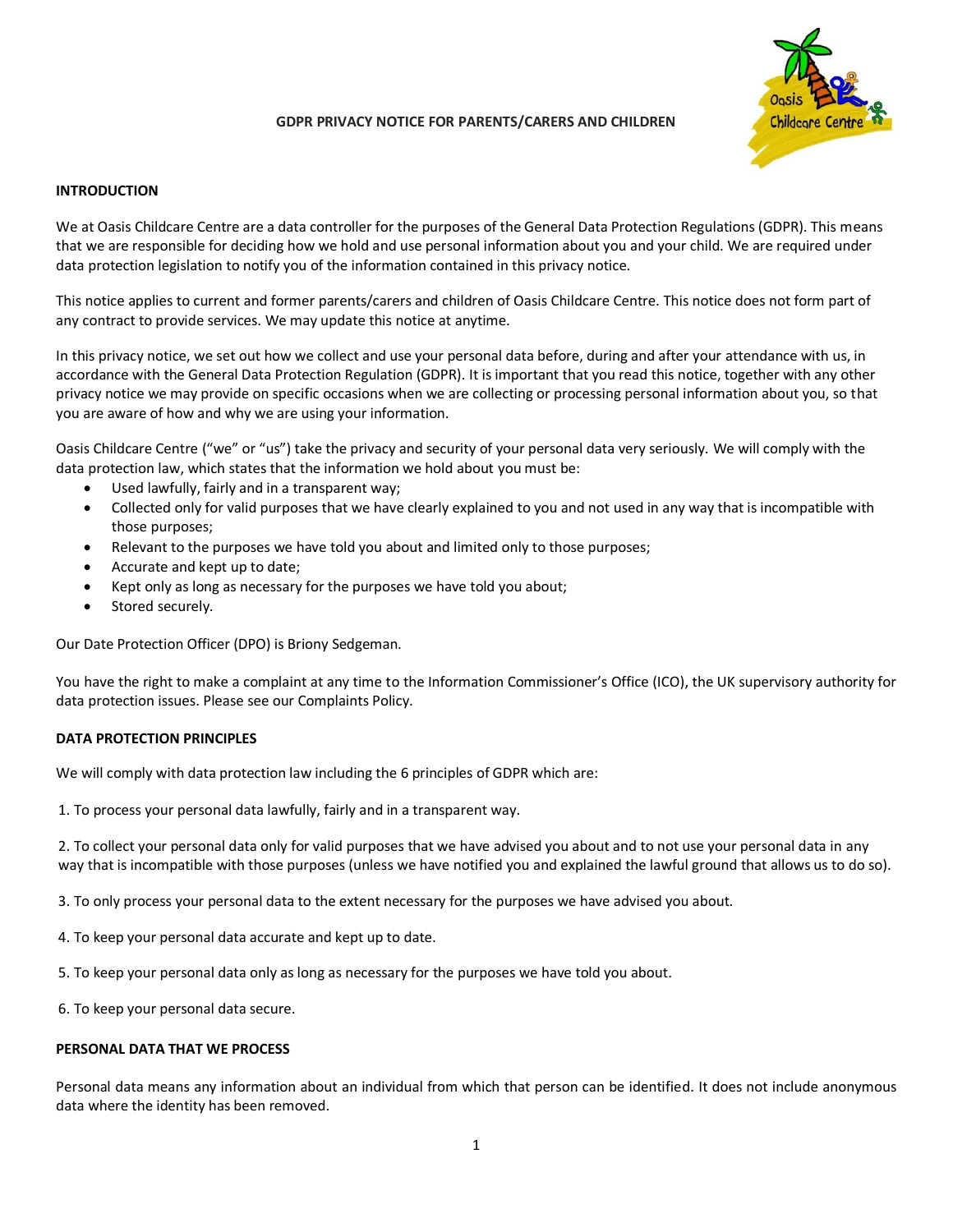# GDPR PRIVACY NOTICE FOR PARENTS/CARERS AND CHILDREN

## INTRODUCTION

We at Oasis Childcare Centre are a data controller for the purposes of the General Data Protection Regulations (GDPR). This means that we are responsible for deciding how we hold and use personal information about you and your child. We are required under data protection legislation to notify you of the information contained in this privacy notice.

This notice applies to current and former parents/carers and children of Oasis Childcare Centre. This notice does not form part of any contract to provide services. We may update this notice at anytime.

In this privacy notice, we set out how we collect and use your personal data before, during and after your attendance with us, in accordance with the General Data Protection Regulation (GDPR). It is important that you read this notice, together with any other privacy notice we may provide on specific occasions when we are collecting or processing personal information about you, so that you are aware of how and why we are using your information.

Oasis Childcare Centre ("we" or "us") take the privacy and security of your personal data very seriously. We will comply with the data protection law, which states that the information we hold about you must be:

- Used lawfully, fairly and in a transparent way;
- Collected only for valid purposes that we have clearly explained to you and not used in any way that is incompatible with those purposes;
- Relevant to the purposes we have told you about and limited only to those purposes;
- Accurate and kept up to date;
- Kept only as long as necessary for the purposes we have told you about;
- Stored securely.

Our Date Protection Officer (DPO) is Briony Sedgeman.

You have the right to make a complaint at any time to the Information Commissioner's Office (ICO), the UK supervisory authority for data protection issues. Please see our Complaints Policy.

## DATA PROTECTION PRINCIPLES

We will comply with data protection law including the 6 principles of GDPR which are:

1. To process your personal data lawfully, fairly and in a transparent way.

2. To collect your personal data only for valid purposes that we have advised you about and to not use your personal data in any way that is incompatible with those purposes (unless we have notified you and explained the lawful ground that allows us to do so).

3. To only process your personal data to the extent necessary for the purposes we have advised you about.

4. To keep your personal data accurate and kept up to date.

5. To keep your personal data only as long as necessary for the purposes we have told you about.

6. To keep your personal data secure.

## PERSONAL DATA THAT WE PROCESS

Personal data means any information about an individual from which that person can be identified. It does not include anonymous data where the identity has been removed.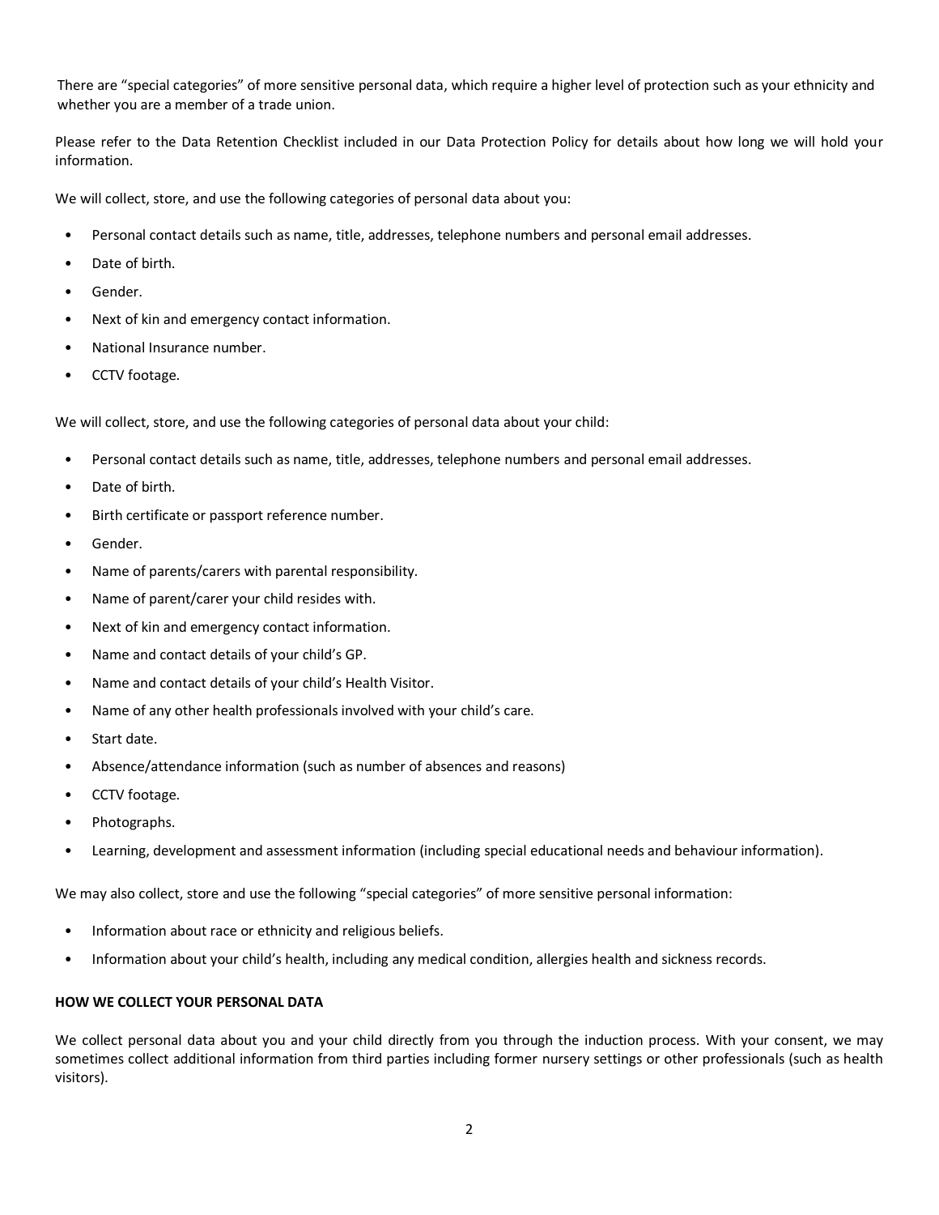There are "special categories" of more sensitive personal data, which require a higher level of protection such as your ethnicity and whether you are a member of a trade union.

Please refer to the Data Retention Checklist included in our Data Protection Policy for details about how long we will hold your information.

We will collect, store, and use the following categories of personal data about you:

- Personal contact details such as name, title, addresses, telephone numbers and personal email addresses.
- Date of birth.
- Gender.
- Next of kin and emergency contact information.
- National Insurance number.
- CCTV footage.

We will collect, store, and use the following categories of personal data about your child:

- Personal contact details such as name, title, addresses, telephone numbers and personal email addresses.
- Date of birth.
- Birth certificate or passport reference number.
- Gender.
- Name of parents/carers with parental responsibility.
- Name of parent/carer your child resides with.
- Next of kin and emergency contact information.
- Name and contact details of your child's GP.
- Name and contact details of your child's Health Visitor.
- Name of any other health professionals involved with your child's care.
- Start date.
- Absence/attendance information (such as number of absences and reasons)
- CCTV footage.
- Photographs.
- Learning, development and assessment information (including special educational needs and behaviour information).

We may also collect, store and use the following "special categories" of more sensitive personal information:

- Information about race or ethnicity and religious beliefs.
- Information about your child's health, including any medical condition, allergies health and sickness records.

**HOW WE COLLECT YOUR PERSONAL DATA**

We collect personal data about you and your child directly from you through the induction process. With your consent, we may sometimes collect additional information from third parties including former nursery settings or other professionals (such as health visitors).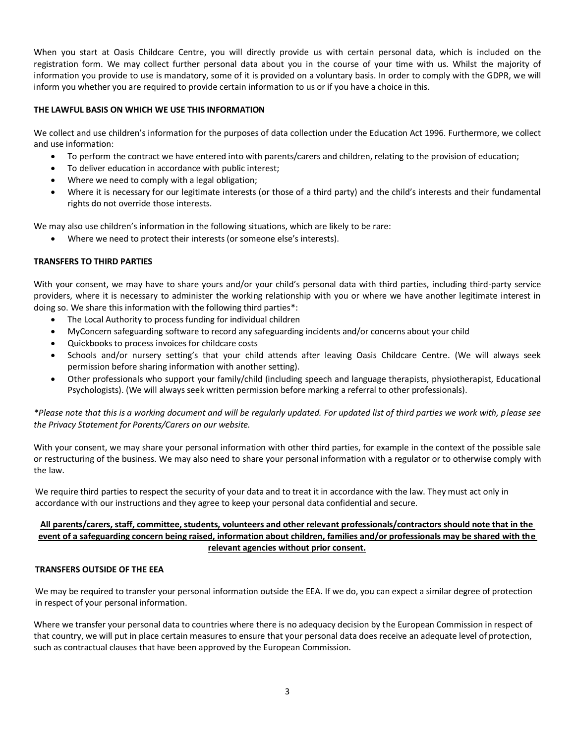When you start at Oasis Childcare Centre, you will directly provide us with certain personal data, which is included on the registration form. We may collect further personal data about you in the course of your time with us. Whilst the majority of information you provide to use is mandatory, some of it is provided on a voluntary basis. In order to comply with the GDPR, we will inform you whether you are required to provide certain information to us or if you have a choice in this.

### THE LAWFUL BASIS ON WHICH WE USE THIS INFORMATION

We collect and use children's information for the purposes of data collection under the Education Act 1996. Furthermore, we collect and use information:

- To perform the contract we have entered into with parents/carers and children, relating to the provision of education;
- To deliver education in accordance with public interest;
- Where we need to comply with a legal obligation;
- Where it is necessary for our legitimate interests (or those of a third party) and the child's interests and their fundamental rights do not override those interests.

We may also use children's information in the following situations, which are likely to be rare:

- Where we need to protect their interests (or someone else's interests).

### TRANSFERS TO THIRD PARTIES

With your consent, we may have to share yours and/or your child's personal data with third parties, including third-party service providers, where it is necessary to administer the working relationship with you or where we have another legitimate interest in doing so. We share this information with the following third parties*:

- The Local Authority to process funding for individual children
- MyConcern safeguarding software to record any safeguarding incidents and/or concerns about your child
- Quickbooks to process invoices for childcare costs
- Schools and/or nursery setting's that your child attends after leaving Oasis Childcare Centre. (We will always seek permission before sharing information with another setting).
- Other professionals who support your family/child (including speech and language therapists, physiotherapist, Educational Psychologists). (We will always seek written permission before marking a referral to other professionals).

*\*Please note that this is a working document and will be regularly updated. For updated list of third parties we work with, please see the Privacy Statement for Parents/Carers on our website.*

With your consent, we may share your personal information with other third parties, for example in the context of the possible sale or restructuring of the business. We may also need to share your personal information with a regulator or to otherwise comply with the law.

We require third parties to respect the security of your data and to treat it in accordance with the law. They must act only in accordance with our instructions and they agree to keep your personal data confidential and secure.

<u>**All parents/carers, staff, committee, students, volunteers and other relevant professionals/contractors should note that in the event of a safeguarding concern being raised, information about children, families and/or professionals may be shared with the relevant agencies without prior consent.**</u>

### TRANSFERS OUTSIDE OF THE EEA

We may be required to transfer your personal information outside the EEA. If we do, you can expect a similar degree of protection in respect of your personal information.

Where we transfer your personal data to countries where there is no adequacy decision by the European Commission in respect of that country, we will put in place certain measures to ensure that your personal data does receive an adequate level of protection, such as contractual clauses that have been approved by the European Commission.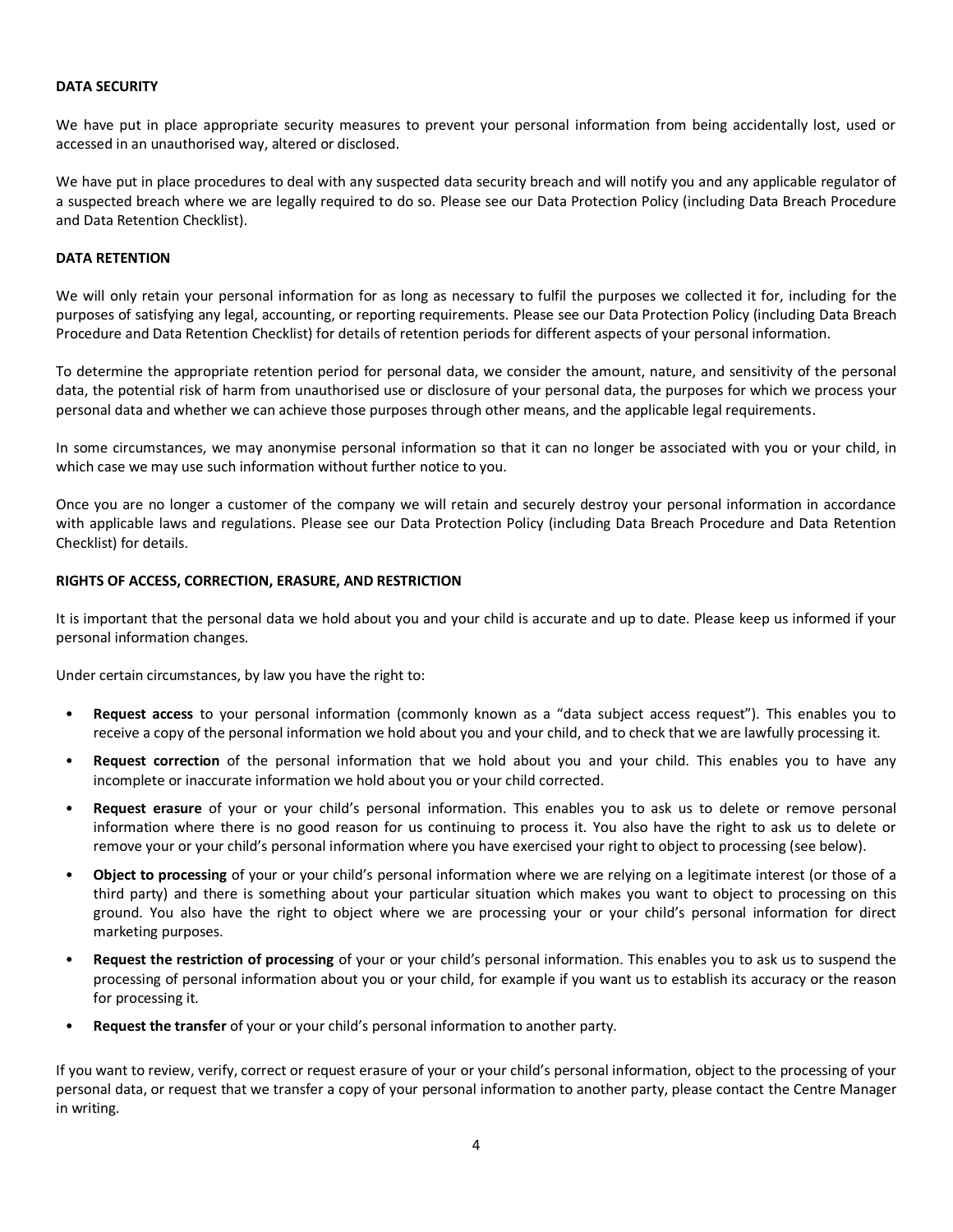**DATA SECURITY**

We have put in place appropriate security measures to prevent your personal information from being accidentally lost, used or accessed in an unauthorised way, altered or disclosed.

We have put in place procedures to deal with any suspected data security breach and will notify you and any applicable regulator of a suspected breach where we are legally required to do so. Please see our Data Protection Policy (including Data Breach Procedure and Data Retention Checklist).

**DATA RETENTION**

We will only retain your personal information for as long as necessary to fulfil the purposes we collected it for, including for the purposes of satisfying any legal, accounting, or reporting requirements. Please see our Data Protection Policy (including Data Breach Procedure and Data Retention Checklist) for details of retention periods for different aspects of your personal information.

To determine the appropriate retention period for personal data, we consider the amount, nature, and sensitivity of the personal data, the potential risk of harm from unauthorised use or disclosure of your personal data, the purposes for which we process your personal data and whether we can achieve those purposes through other means, and the applicable legal requirements.

In some circumstances, we may anonymise personal information so that it can no longer be associated with you or your child, in which case we may use such information without further notice to you.

Once you are no longer a customer of the company we will retain and securely destroy your personal information in accordance with applicable laws and regulations. Please see our Data Protection Policy (including Data Breach Procedure and Data Retention Checklist) for details.

**RIGHTS OF ACCESS, CORRECTION, ERASURE, AND RESTRICTION**

It is important that the personal data we hold about you and your child is accurate and up to date. Please keep us informed if your personal information changes.

Under certain circumstances, by law you have the right to:

- **Request access** to your personal information (commonly known as a "data subject access request"). This enables you to receive a copy of the personal information we hold about you and your child, and to check that we are lawfully processing it.
- **Request correction** of the personal information that we hold about you and your child. This enables you to have any incomplete or inaccurate information we hold about you or your child corrected.
- **Request erasure** of your or your child's personal information. This enables you to ask us to delete or remove personal information where there is no good reason for us continuing to process it. You also have the right to ask us to delete or remove your or your child's personal information where you have exercised your right to object to processing (see below).
- **Object to processing** of your or your child's personal information where we are relying on a legitimate interest (or those of a third party) and there is something about your particular situation which makes you want to object to processing on this ground. You also have the right to object where we are processing your or your child's personal information for direct marketing purposes.
- **Request the restriction of processing** of your or your child's personal information. This enables you to ask us to suspend the processing of personal information about you or your child, for example if you want us to establish its accuracy or the reason for processing it.
- **Request the transfer** of your or your child's personal information to another party.

If you want to review, verify, correct or request erasure of your or your child's personal information, object to the processing of your personal data, or request that we transfer a copy of your personal information to another party, please contact the Centre Manager in writing.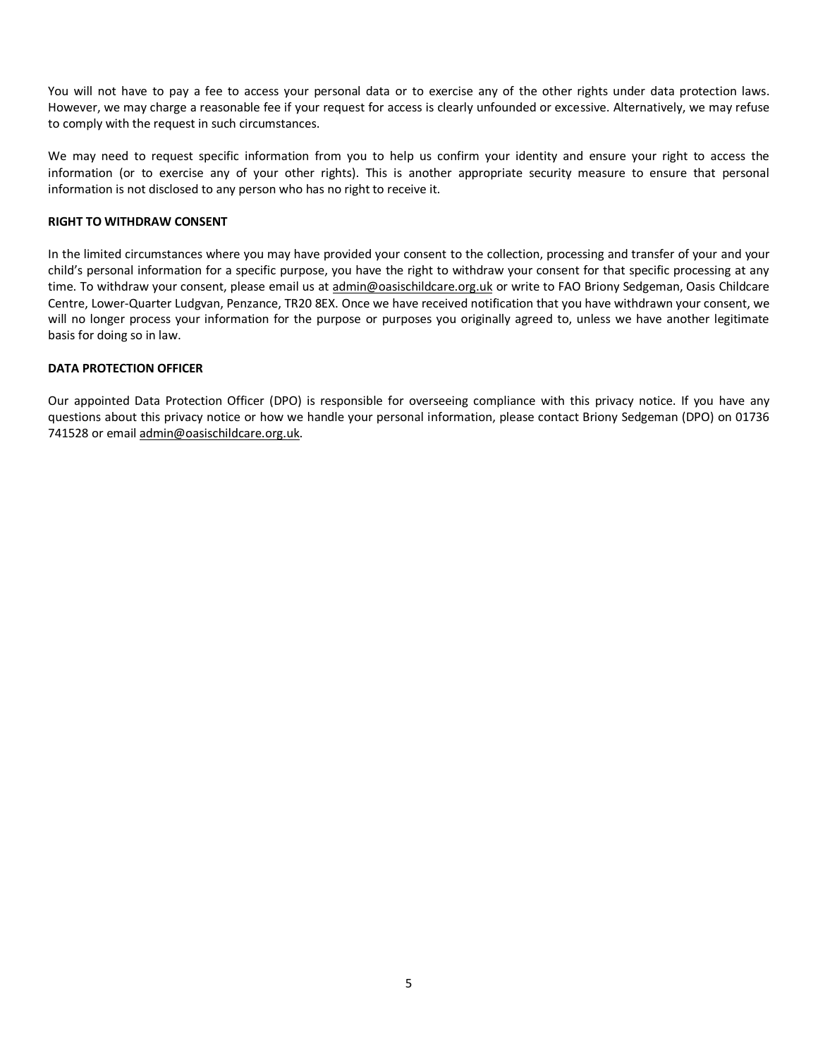You will not have to pay a fee to access your personal data or to exercise any of the other rights under data protection laws. However, we may charge a reasonable fee if your request for access is clearly unfounded or excessive. Alternatively, we may refuse to comply with the request in such circumstances.

We may need to request specific information from you to help us confirm your identity and ensure your right to access the information (or to exercise any of your other rights). This is another appropriate security measure to ensure that personal information is not disclosed to any person who has no right to receive it.

**RIGHT TO WITHDRAW CONSENT**

In the limited circumstances where you may have provided your consent to the collection, processing and transfer of your and your child's personal information for a specific purpose, you have the right to withdraw your consent for that specific processing at any time. To withdraw your consent, please email us at admin@oasischildcare.org.uk or write to FAO Briony Sedgeman, Oasis Childcare Centre, Lower-Quarter Ludgvan, Penzance, TR20 8EX. Once we have received notification that you have withdrawn your consent, we will no longer process your information for the purpose or purposes you originally agreed to, unless we have another legitimate basis for doing so in law.

**DATA PROTECTION OFFICER**

Our appointed Data Protection Officer (DPO) is responsible for overseeing compliance with this privacy notice. If you have any questions about this privacy notice or how we handle your personal information, please contact Briony Sedgeman (DPO) on 01736 741528 or email admin@oasischildcare.org.uk.